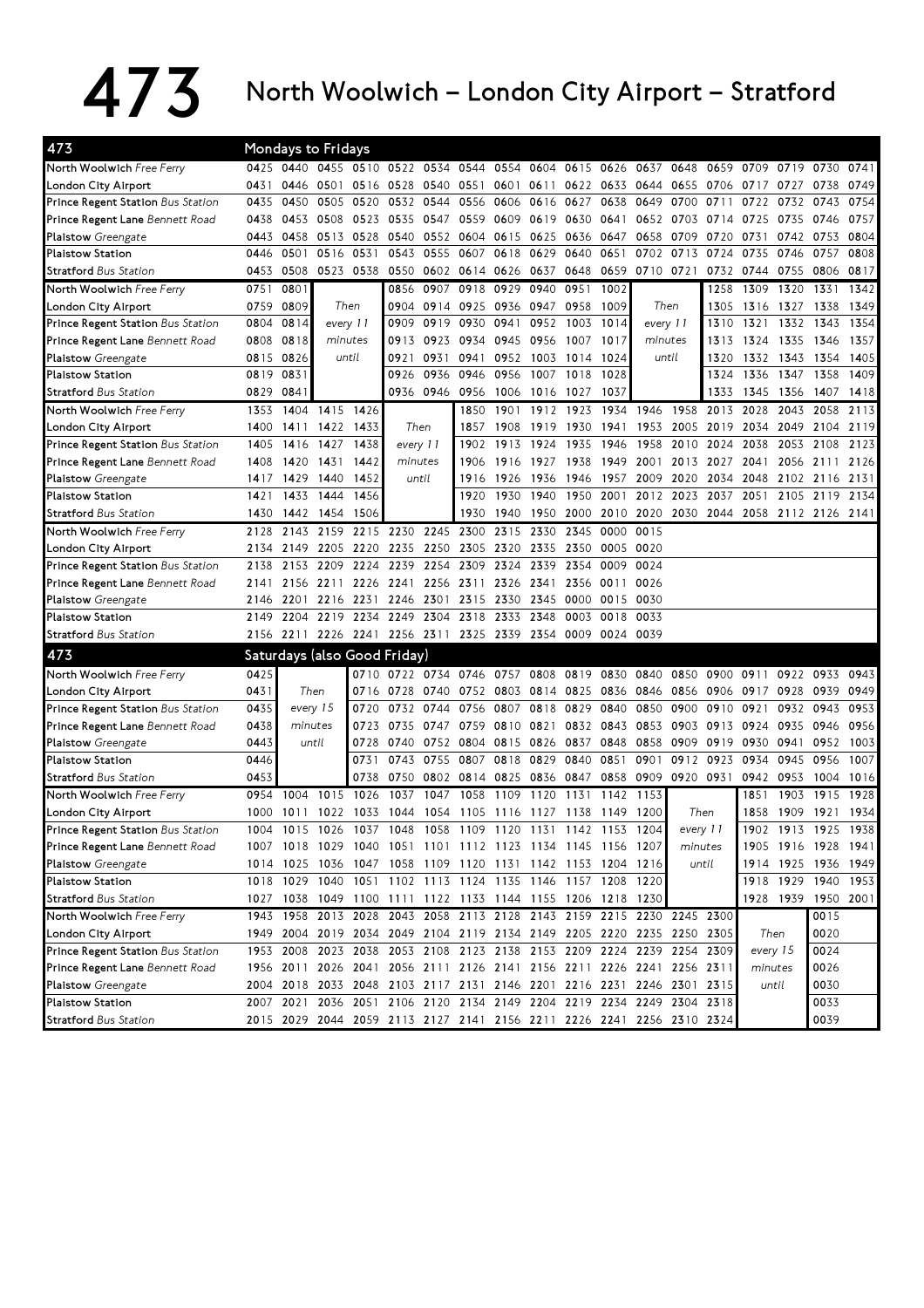# 473 North Woolwich – London City Airport – Stratford

## Mondays to Fridays

| 473 | | | | | | | | | | | | | | | | | | |
|---|---|---|---|---|---|---|---|---|---|---|---|---|---|---|---|---|---|---|
| North Woolwich *Free Ferry* | 0425 | 0440 | 0455 | 0510 | 0522 | 0534 | 0544 | 0554 | 0604 | 0615 | 0626 | 0637 | 0648 | 0659 | 0709 | 0719 | 0730 | 0741 |
| London City Airport | 0431 | 0446 | 0501 | 0516 | 0528 | 0540 | 0551 | 0601 | 0611 | 0622 | 0633 | 0644 | 0655 | 0706 | 0717 | 0727 | 0738 | 0749 |
| Prince Regent Station *Bus Station* | 0435 | 0450 | 0505 | 0520 | 0532 | 0544 | 0556 | 0606 | 0616 | 0627 | 0638 | 0649 | 0700 | 0711 | 0722 | 0732 | 0743 | 0754 |
| Prince Regent Lane *Bennett Road* | 0438 | 0453 | 0508 | 0523 | 0535 | 0547 | 0559 | 0609 | 0619 | 0630 | 0641 | 0652 | 0703 | 0714 | 0725 | 0735 | 0746 | 0757 |
| Plaistow *Greengate* | 0443 | 0458 | 0513 | 0528 | 0540 | 0552 | 0604 | 0615 | 0625 | 0636 | 0647 | 0658 | 0709 | 0720 | 0731 | 0742 | 0753 | 0804 |
| Plaistow Station | 0446 | 0501 | 0516 | 0531 | 0543 | 0555 | 0607 | 0618 | 0629 | 0640 | 0651 | 0702 | 0713 | 0724 | 0735 | 0746 | 0757 | 0808 |
| Stratford *Bus Station* | 0453 | 0508 | 0523 | 0538 | 0550 | 0602 | 0614 | 0626 | 0637 | 0648 | 0659 | 0710 | 0721 | 0732 | 0744 | 0755 | 0806 | 0817 |

| 473 | | | | | | | | | | | | | | | | | |
|---|---|---|---|---|---|---|---|---|---|---|---|---|---|---|---|---|---|
| North Woolwich *Free Ferry* | 0751 | 0801 | Then every 11 minutes until | 0856 | 0907 | 0918 | 0929 | 0940 | 0951 | 1002 | Then every 11 minutes until | 1258 | 1309 | 1320 | 1331 | 1342 |
| London City Airport | 0759 | 0809 | | 0904 | 0914 | 0925 | 0936 | 0947 | 0958 | 1009 | | 1305 | 1316 | 1327 | 1338 | 1349 |
| Prince Regent Station *Bus Station* | 0804 | 0814 | | 0909 | 0919 | 0930 | 0941 | 0952 | 1003 | 1014 | | 1310 | 1321 | 1332 | 1343 | 1354 |
| Prince Regent Lane *Bennett Road* | 0808 | 0818 | | 0913 | 0923 | 0934 | 0945 | 0956 | 1007 | 1017 | | 1313 | 1324 | 1335 | 1346 | 1357 |
| Plaistow *Greengate* | 0815 | 0826 | | 0921 | 0931 | 0941 | 0952 | 1003 | 1014 | 1024 | | 1320 | 1332 | 1343 | 1354 | 1405 |
| Plaistow Station | 0819 | 0831 | | 0926 | 0936 | 0946 | 0956 | 1007 | 1018 | 1028 | | 1324 | 1336 | 1347 | 1358 | 1409 |
| Stratford *Bus Station* | 0829 | 0841 | | 0936 | 0946 | 0956 | 1006 | 1016 | 1027 | 1037 | | 1333 | 1345 | 1356 | 1407 | 1418 |

| 473 | | | | | | | | | | | | | | | | | |
|---|---|---|---|---|---|---|---|---|---|---|---|---|---|---|---|---|---|
| North Woolwich *Free Ferry* | 1353 | 1404 | 1415 | 1426 | Then every 11 minutes until | 1850 | 1901 | 1912 | 1923 | 1934 | 1946 | 1958 | 2013 | 2028 | 2043 | 2058 | 2113 |
| London City Airport | 1400 | 1411 | 1422 | 1433 | | 1857 | 1908 | 1919 | 1930 | 1941 | 1953 | 2005 | 2019 | 2034 | 2049 | 2104 | 2119 |
| Prince Regent Station *Bus Station* | 1405 | 1416 | 1427 | 1438 | | 1902 | 1913 | 1924 | 1935 | 1946 | 1958 | 2010 | 2024 | 2038 | 2053 | 2108 | 2123 |
| Prince Regent Lane *Bennett Road* | 1408 | 1420 | 1431 | 1442 | | 1906 | 1916 | 1927 | 1938 | 1949 | 2001 | 2013 | 2027 | 2041 | 2056 | 2111 | 2126 |
| Plaistow *Greengate* | 1417 | 1429 | 1440 | 1452 | | 1916 | 1926 | 1936 | 1946 | 1957 | 2009 | 2020 | 2034 | 2048 | 2102 | 2116 | 2131 |
| Plaistow Station | 1421 | 1433 | 1444 | 1456 | | 1920 | 1930 | 1940 | 1950 | 2001 | 2012 | 2023 | 2037 | 2051 | 2105 | 2119 | 2134 |
| Stratford *Bus Station* | 1430 | 1442 | 1454 | 1506 | | 1930 | 1940 | 1950 | 2000 | 2010 | 2020 | 2030 | 2044 | 2058 | 2112 | 2126 | 2141 |

| 473 | | | | | | | | | | | | |
|---|---|---|---|---|---|---|---|---|---|---|---|---|
| North Woolwich *Free Ferry* | 2128 | 2143 | 2159 | 2215 | 2230 | 2245 | 2300 | 2315 | 2330 | 2345 | 0000 | 0015 |
| London City Airport | 2134 | 2149 | 2205 | 2220 | 2235 | 2250 | 2305 | 2320 | 2335 | 2350 | 0005 | 0020 |
| Prince Regent Station *Bus Station* | 2138 | 2153 | 2209 | 2224 | 2239 | 2254 | 2309 | 2324 | 2339 | 2354 | 0009 | 0024 |
| Prince Regent Lane *Bennett Road* | 2141 | 2156 | 2211 | 2226 | 2241 | 2256 | 2311 | 2326 | 2341 | 2356 | 0011 | 0026 |
| Plaistow *Greengate* | 2146 | 2201 | 2216 | 2231 | 2246 | 2301 | 2315 | 2330 | 2345 | 0000 | 0015 | 0030 |
| Plaistow Station | 2149 | 2204 | 2219 | 2234 | 2249 | 2304 | 2318 | 2333 | 2348 | 0003 | 0018 | 0033 |
| Stratford *Bus Station* | 2156 | 2211 | 2226 | 2241 | 2256 | 2311 | 2325 | 2339 | 2354 | 0009 | 0024 | 0039 |

## Saturdays (also Good Friday)

| 473 | | | | | | | | | | | | | | | | | |
|---|---|---|---|---|---|---|---|---|---|---|---|---|---|---|---|---|---|
| North Woolwich *Free Ferry* | 0425 | Then every 15 minutes until | 0710 | 0722 | 0734 | 0746 | 0757 | 0808 | 0819 | 0830 | 0840 | 0850 | 0900 | 0911 | 0922 | 0933 | 0943 |
| London City Airport | 0431 | | 0716 | 0728 | 0740 | 0752 | 0803 | 0814 | 0825 | 0836 | 0846 | 0856 | 0906 | 0917 | 0928 | 0939 | 0949 |
| Prince Regent Station *Bus Station* | 0435 | | 0720 | 0732 | 0744 | 0756 | 0807 | 0818 | 0829 | 0840 | 0850 | 0900 | 0910 | 0921 | 0932 | 0943 | 0953 |
| Prince Regent Lane *Bennett Road* | 0438 | | 0723 | 0735 | 0747 | 0759 | 0810 | 0821 | 0832 | 0843 | 0853 | 0903 | 0913 | 0924 | 0935 | 0946 | 0956 |
| Plaistow *Greengate* | 0443 | | 0728 | 0740 | 0752 | 0804 | 0815 | 0826 | 0837 | 0848 | 0858 | 0909 | 0919 | 0930 | 0941 | 0952 | 1003 |
| Plaistow Station | 0446 | | 0731 | 0743 | 0755 | 0807 | 0818 | 0829 | 0840 | 0851 | 0901 | 0912 | 0923 | 0934 | 0945 | 0956 | 1007 |
| Stratford *Bus Station* | 0453 | | 0738 | 0750 | 0802 | 0814 | 0825 | 0836 | 0847 | 0858 | 0909 | 0920 | 0931 | 0942 | 0953 | 1004 | 1016 |

| 473 | | | | | | | | | | | | | | | | | |
|---|---|---|---|---|---|---|---|---|---|---|---|---|---|---|---|---|---|
| North Woolwich *Free Ferry* | 0954 | 1004 | 1015 | 1026 | 1037 | 1047 | 1058 | 1109 | 1120 | 1131 | 1142 | 1153 | Then every 11 minutes until | 1851 | 1903 | 1915 | 1928 |
| London City Airport | 1000 | 1011 | 1022 | 1033 | 1044 | 1054 | 1105 | 1116 | 1127 | 1138 | 1149 | 1200 | | 1858 | 1909 | 1921 | 1934 |
| Prince Regent Station *Bus Station* | 1004 | 1015 | 1026 | 1037 | 1048 | 1058 | 1109 | 1120 | 1131 | 1142 | 1153 | 1204 | | 1902 | 1913 | 1925 | 1938 |
| Prince Regent Lane *Bennett Road* | 1007 | 1018 | 1029 | 1040 | 1051 | 1101 | 1112 | 1123 | 1134 | 1145 | 1156 | 1207 | | 1905 | 1916 | 1928 | 1941 |
| Plaistow *Greengate* | 1014 | 1025 | 1036 | 1047 | 1058 | 1109 | 1120 | 1131 | 1142 | 1153 | 1204 | 1216 | | 1914 | 1925 | 1936 | 1949 |
| Plaistow Station | 1018 | 1029 | 1040 | 1051 | 1102 | 1113 | 1124 | 1135 | 1146 | 1157 | 1208 | 1220 | | 1918 | 1929 | 1940 | 1953 |
| Stratford *Bus Station* | 1027 | 1038 | 1049 | 1100 | 1111 | 1122 | 1133 | 1144 | 1155 | 1206 | 1218 | 1230 | | 1928 | 1939 | 1950 | 2001 |

| 473 | | | | | | | | | | | | | | | | |
|---|---|---|---|---|---|---|---|---|---|---|---|---|---|---|---|---|
| North Woolwich *Free Ferry* | 1943 | 1958 | 2013 | 2028 | 2043 | 2058 | 2113 | 2128 | 2143 | 2159 | 2215 | 2230 | 2245 | 2300 | Then every 15 minutes until | 0015 |
| London City Airport | 1949 | 2004 | 2019 | 2034 | 2049 | 2104 | 2119 | 2134 | 2149 | 2205 | 2220 | 2235 | 2250 | 2305 | | 0020 |
| Prince Regent Station *Bus Station* | 1953 | 2008 | 2023 | 2038 | 2053 | 2108 | 2123 | 2138 | 2153 | 2209 | 2224 | 2239 | 2254 | 2309 | | 0024 |
| Prince Regent Lane *Bennett Road* | 1956 | 2011 | 2026 | 2041 | 2056 | 2111 | 2126 | 2141 | 2156 | 2211 | 2226 | 2241 | 2256 | 2311 | | 0026 |
| Plaistow *Greengate* | 2004 | 2018 | 2033 | 2048 | 2103 | 2117 | 2131 | 2146 | 2201 | 2216 | 2231 | 2246 | 2301 | 2315 | | 0030 |
| Plaistow Station | 2007 | 2021 | 2036 | 2051 | 2106 | 2120 | 2134 | 2149 | 2204 | 2219 | 2234 | 2249 | 2304 | 2318 | | 0033 |
| Stratford *Bus Station* | 2015 | 2029 | 2044 | 2059 | 2113 | 2127 | 2141 | 2156 | 2211 | 2226 | 2241 | 2256 | 2310 | 2324 | | 0039 |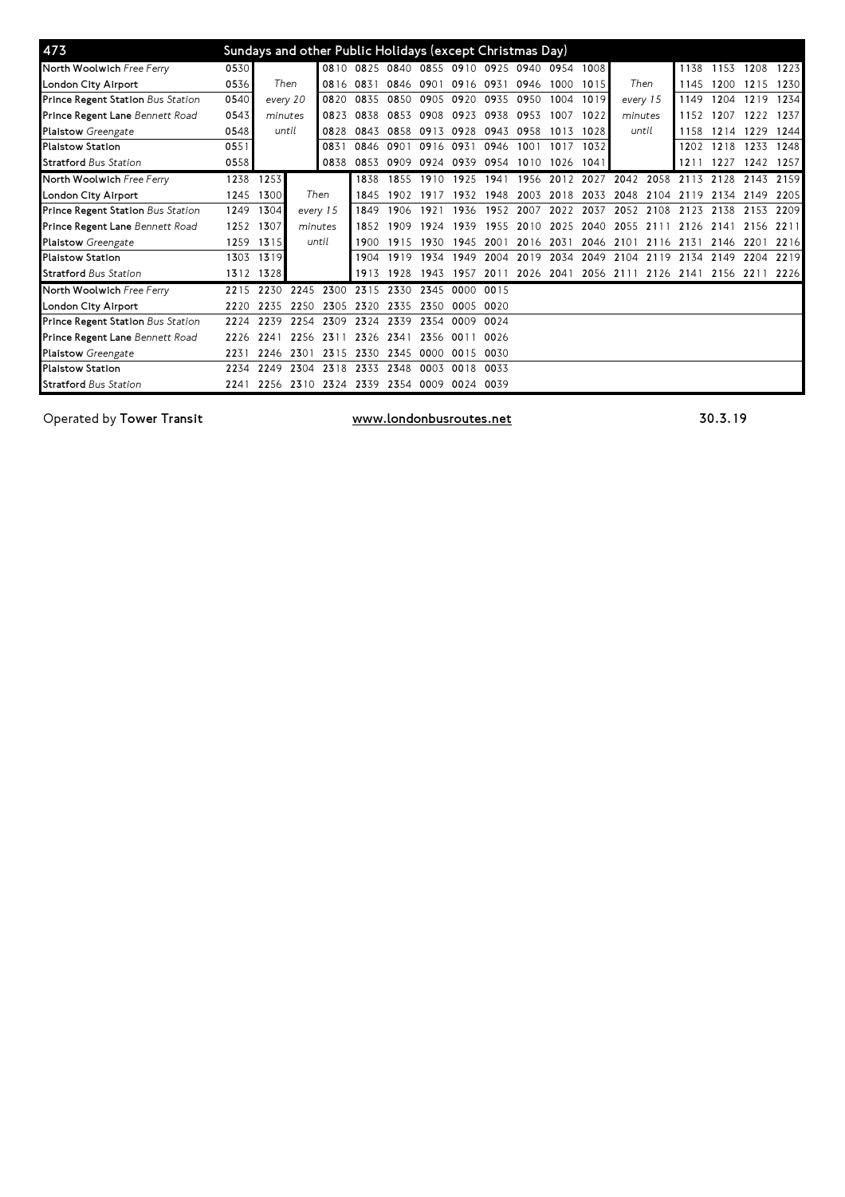## 473 Sundays and other Public Holidays (except Christmas Day)

| Stop | | | | | | | | | | | | | | | | | | |
|---|---|---|---|---|---|---|---|---|---|---|---|---|---|---|---|---|---|---|
| North Woolwich *Free Ferry* | 0530 | | 0810 | 0825 | 0840 | 0855 | 0910 | 0925 | 0940 | 0954 | 1008 | | 1138 | 1153 | 1208 | 1223 |
| London City Airport | 0536 | Then | 0816 | 0831 | 0846 | 0901 | 0916 | 0931 | 0946 | 1000 | 1015 | Then | 1145 | 1200 | 1215 | 1230 |
| Prince Regent Station *Bus Station* | 0540 | every 20 | 0820 | 0835 | 0850 | 0905 | 0920 | 0935 | 0950 | 1004 | 1019 | every 15 | 1149 | 1204 | 1219 | 1234 |
| Prince Regent Lane *Bennett Road* | 0543 | minutes | 0823 | 0838 | 0853 | 0908 | 0923 | 0938 | 0953 | 1007 | 1022 | minutes | 1152 | 1207 | 1222 | 1237 |
| Plaistow *Greengate* | 0548 | until | 0828 | 0843 | 0858 | 0913 | 0928 | 0943 | 0958 | 1013 | 1028 | until | 1158 | 1214 | 1229 | 1244 |
| Plaistow Station | 0551 | | 0831 | 0846 | 0901 | 0916 | 0931 | 0946 | 1001 | 1017 | 1032 | | 1202 | 1218 | 1233 | 1248 |
| Stratford *Bus Station* | 0558 | | 0838 | 0853 | 0909 | 0924 | 0939 | 0954 | 1010 | 1026 | 1041 | | 1211 | 1227 | 1242 | 1257 |

| Stop | | | | | | | | | | | | | | | | | | | |
|---|---|---|---|---|---|---|---|---|---|---|---|---|---|---|---|---|---|---|---|
| North Woolwich *Free Ferry* | 1238 | 1253 | | 1838 | 1855 | 1910 | 1925 | 1941 | 1956 | 2012 | 2027 | 2042 | 2058 | 2113 | 2128 | 2143 | 2159 |
| London City Airport | 1245 | 1300 | Then | 1845 | 1902 | 1917 | 1932 | 1948 | 2003 | 2018 | 2033 | 2048 | 2104 | 2119 | 2134 | 2149 | 2205 |
| Prince Regent Station *Bus Station* | 1249 | 1304 | every 15 | 1849 | 1906 | 1921 | 1936 | 1952 | 2007 | 2022 | 2037 | 2052 | 2108 | 2123 | 2138 | 2153 | 2209 |
| Prince Regent Lane *Bennett Road* | 1252 | 1307 | minutes | 1852 | 1909 | 1924 | 1939 | 1955 | 2010 | 2025 | 2040 | 2055 | 2111 | 2126 | 2141 | 2156 | 2211 |
| Plaistow *Greengate* | 1259 | 1315 | until | 1900 | 1915 | 1930 | 1945 | 2001 | 2016 | 2031 | 2046 | 2101 | 2116 | 2131 | 2146 | 2201 | 2216 |
| Plaistow Station | 1303 | 1319 | | 1904 | 1919 | 1934 | 1949 | 2004 | 2019 | 2034 | 2049 | 2104 | 2119 | 2134 | 2149 | 2204 | 2219 |
| Stratford *Bus Station* | 1312 | 1328 | | 1913 | 1928 | 1943 | 1957 | 2011 | 2026 | 2041 | 2056 | 2111 | 2126 | 2141 | 2156 | 2211 | 2226 |

| Stop | | | | | | | | | |
|---|---|---|---|---|---|---|---|---|---|
| North Woolwich *Free Ferry* | 2215 | 2230 | 2245 | 2300 | 2315 | 2330 | 2345 | 0000 | 0015 |
| London City Airport | 2220 | 2235 | 2250 | 2305 | 2320 | 2335 | 2350 | 0005 | 0020 |
| Prince Regent Station *Bus Station* | 2224 | 2239 | 2254 | 2309 | 2324 | 2339 | 2354 | 0009 | 0024 |
| Prince Regent Lane *Bennett Road* | 2226 | 2241 | 2256 | 2311 | 2326 | 2341 | 2356 | 0011 | 0026 |
| Plaistow *Greengate* | 2231 | 2246 | 2301 | 2315 | 2330 | 2345 | 0000 | 0015 | 0030 |
| Plaistow Station | 2234 | 2249 | 2304 | 2318 | 2333 | 2348 | 0003 | 0018 | 0033 |
| Stratford *Bus Station* | 2241 | 2256 | 2310 | 2324 | 2339 | 2354 | 0009 | 0024 | 0039 |

Operated by **Tower Transit** www.londonbusroutes.net 30.3.19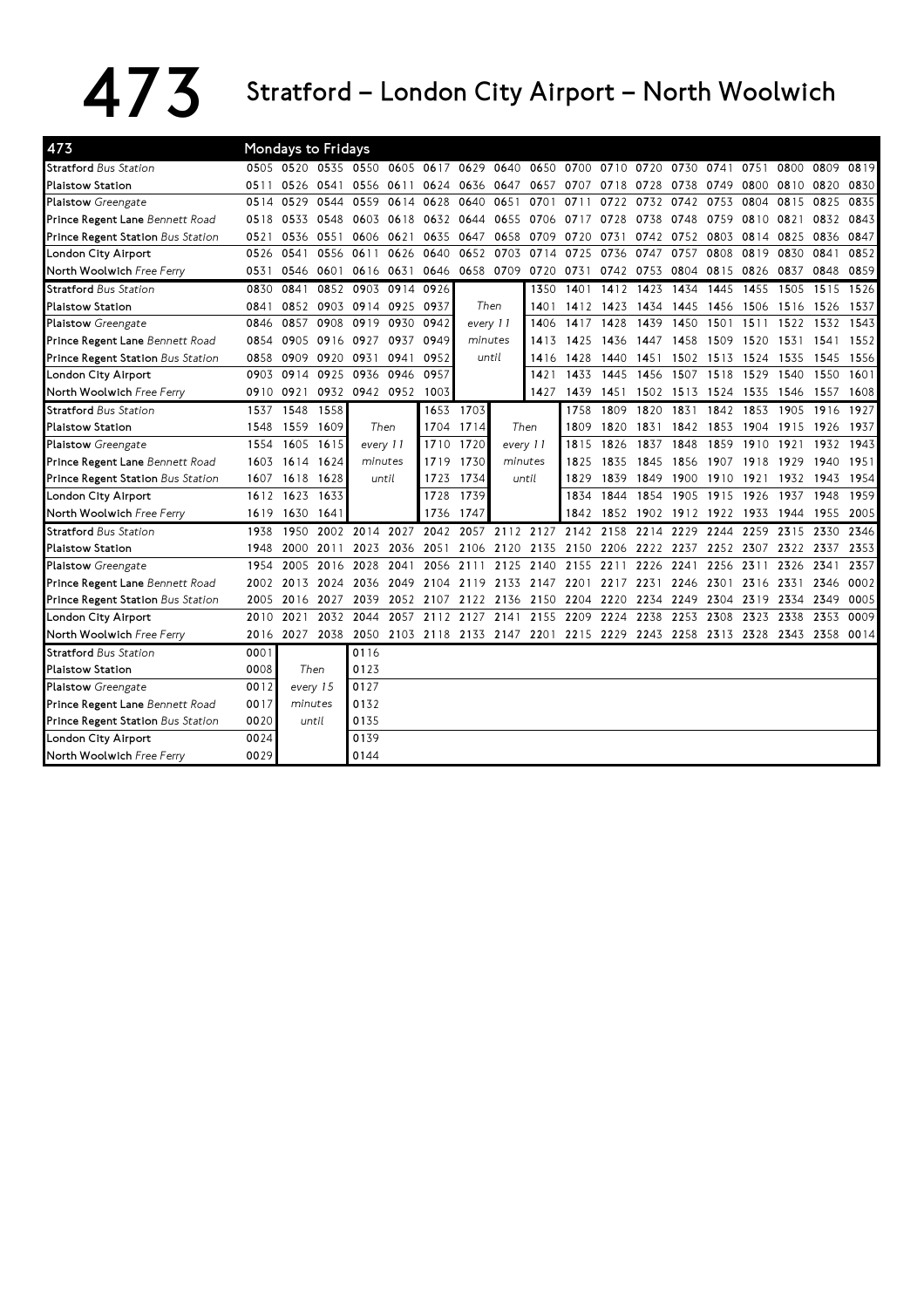# 473 Stratford – London City Airport – North Woolwich

| 473 | Mondays to Fridays | | | | | | | | | | | | | | | | | |
|---|---|---|---|---|---|---|---|---|---|---|---|---|---|---|---|---|---|---|
| **Stratford** *Bus Station* | 0505 | 0520 | 0535 | 0550 | 0605 | 0617 | 0629 | 0640 | 0650 | 0700 | 0710 | 0720 | 0730 | 0741 | 0751 | 0800 | 0809 | 0819 |
| **Plaistow Station** | 0511 | 0526 | 0541 | 0556 | 0611 | 0624 | 0636 | 0647 | 0657 | 0707 | 0718 | 0728 | 0738 | 0749 | 0800 | 0810 | 0820 | 0830 |
| **Plaistow** *Greengate* | 0514 | 0529 | 0544 | 0559 | 0614 | 0628 | 0640 | 0651 | 0701 | 0711 | 0722 | 0732 | 0742 | 0753 | 0804 | 0815 | 0825 | 0835 |
| **Prince Regent Lane** *Bennett Road* | 0518 | 0533 | 0548 | 0603 | 0618 | 0632 | 0644 | 0655 | 0706 | 0717 | 0728 | 0738 | 0748 | 0759 | 0810 | 0821 | 0832 | 0843 |
| **Prince Regent Station** *Bus Station* | 0521 | 0536 | 0551 | 0606 | 0621 | 0635 | 0647 | 0658 | 0709 | 0720 | 0731 | 0742 | 0752 | 0803 | 0814 | 0825 | 0836 | 0847 |
| **London City Airport** | 0526 | 0541 | 0556 | 0611 | 0626 | 0640 | 0652 | 0703 | 0714 | 0725 | 0736 | 0747 | 0757 | 0808 | 0819 | 0830 | 0841 | 0852 |
| **North Woolwich** *Free Ferry* | 0531 | 0546 | 0601 | 0616 | 0631 | 0646 | 0658 | 0709 | 0720 | 0731 | 0742 | 0753 | 0804 | 0815 | 0826 | 0837 | 0848 | 0859 |
| **Stratford** *Bus Station* | 0830 | 0841 | 0852 | 0903 | 0914 | 0926 | | | 1350 | 1401 | 1412 | 1423 | 1434 | 1445 | 1455 | 1505 | 1515 | 1526 |
| **Plaistow Station** | 0841 | 0852 | 0903 | 0914 | 0925 | 0937 | *Then* | | 1401 | 1412 | 1423 | 1434 | 1445 | 1456 | 1506 | 1516 | 1526 | 1537 |
| **Plaistow** *Greengate* | 0846 | 0857 | 0908 | 0919 | 0930 | 0942 | *every 11* | | 1406 | 1417 | 1428 | 1439 | 1450 | 1501 | 1511 | 1522 | 1532 | 1543 |
| **Prince Regent Lane** *Bennett Road* | 0854 | 0905 | 0916 | 0927 | 0937 | 0949 | *minutes* | | 1413 | 1425 | 1436 | 1447 | 1458 | 1509 | 1520 | 1531 | 1541 | 1552 |
| **Prince Regent Station** *Bus Station* | 0858 | 0909 | 0920 | 0931 | 0941 | 0952 | *until* | | 1416 | 1428 | 1440 | 1451 | 1502 | 1513 | 1524 | 1535 | 1545 | 1556 |
| **London City Airport** | 0903 | 0914 | 0925 | 0936 | 0946 | 0957 | | | 1421 | 1433 | 1445 | 1456 | 1507 | 1518 | 1529 | 1540 | 1550 | 1601 |
| **North Woolwich** *Free Ferry* | 0910 | 0921 | 0932 | 0942 | 0952 | 1003 | | | 1427 | 1439 | 1451 | 1502 | 1513 | 1524 | 1535 | 1546 | 1557 | 1608 |
| **Stratford** *Bus Station* | 1537 | 1548 | 1558 | | | 1653 | 1703 | | | 1758 | 1809 | 1820 | 1831 | 1842 | 1853 | 1905 | 1916 | 1927 |
| **Plaistow Station** | 1548 | 1559 | 1609 | *Then* | | 1704 | 1714 | *Then* | | 1809 | 1820 | 1831 | 1842 | 1853 | 1904 | 1915 | 1926 | 1937 |
| **Plaistow** *Greengate* | 1554 | 1605 | 1615 | *every 11* | | 1710 | 1720 | *every 11* | | 1815 | 1826 | 1837 | 1848 | 1859 | 1910 | 1921 | 1932 | 1943 |
| **Prince Regent Lane** *Bennett Road* | 1603 | 1614 | 1624 | *minutes* | | 1719 | 1730 | *minutes* | | 1825 | 1835 | 1845 | 1856 | 1907 | 1918 | 1929 | 1940 | 1951 |
| **Prince Regent Station** *Bus Station* | 1607 | 1618 | 1628 | *until* | | 1723 | 1734 | *until* | | 1829 | 1839 | 1849 | 1900 | 1910 | 1921 | 1932 | 1943 | 1954 |
| **London City Airport** | 1612 | 1623 | 1633 | | | 1728 | 1739 | | | 1834 | 1844 | 1854 | 1905 | 1915 | 1926 | 1937 | 1948 | 1959 |
| **North Woolwich** *Free Ferry* | 1619 | 1630 | 1641 | | | 1736 | 1747 | | | 1842 | 1852 | 1902 | 1912 | 1922 | 1933 | 1944 | 1955 | 2005 |
| **Stratford** *Bus Station* | 1938 | 1950 | 2002 | 2014 | 2027 | 2042 | 2057 | 2112 | 2127 | 2142 | 2158 | 2214 | 2229 | 2244 | 2259 | 2315 | 2330 | 2346 |
| **Plaistow Station** | 1948 | 2000 | 2011 | 2023 | 2036 | 2051 | 2106 | 2120 | 2135 | 2150 | 2206 | 2222 | 2237 | 2252 | 2307 | 2322 | 2337 | 2353 |
| **Plaistow** *Greengate* | 1954 | 2005 | 2016 | 2028 | 2041 | 2056 | 2111 | 2125 | 2140 | 2155 | 2211 | 2226 | 2241 | 2256 | 2311 | 2326 | 2341 | 2357 |
| **Prince Regent Lane** *Bennett Road* | 2002 | 2013 | 2024 | 2036 | 2049 | 2104 | 2119 | 2133 | 2147 | 2201 | 2217 | 2231 | 2246 | 2301 | 2316 | 2331 | 2346 | 0002 |
| **Prince Regent Station** *Bus Station* | 2005 | 2016 | 2027 | 2039 | 2052 | 2107 | 2122 | 2136 | 2150 | 2204 | 2220 | 2234 | 2249 | 2304 | 2319 | 2334 | 2349 | 0005 |
| **London City Airport** | 2010 | 2021 | 2032 | 2044 | 2057 | 2112 | 2127 | 2141 | 2155 | 2209 | 2224 | 2238 | 2253 | 2308 | 2323 | 2338 | 2353 | 0009 |
| **North Woolwich** *Free Ferry* | 2016 | 2027 | 2038 | 2050 | 2103 | 2118 | 2133 | 2147 | 2201 | 2215 | 2229 | 2243 | 2258 | 2313 | 2328 | 2343 | 2358 | 0014 |
| **Stratford** *Bus Station* | 0001 | | | 0116 | | | | | | | | | | | | | | |
| **Plaistow Station** | 0008 | *Then* | | 0123 | | | | | | | | | | | | | | |
| **Plaistow** *Greengate* | 0012 | *every 15* | | 0127 | | | | | | | | | | | | | | |
| **Prince Regent Lane** *Bennett Road* | 0017 | *minutes* | | 0132 | | | | | | | | | | | | | | |
| **Prince Regent Station** *Bus Station* | 0020 | *until* | | 0135 | | | | | | | | | | | | | | |
| **London City Airport** | 0024 | | | 0139 | | | | | | | | | | | | | | |
| **North Woolwich** *Free Ferry* | 0029 | | | 0144 | | | | | | | | | | | | | | |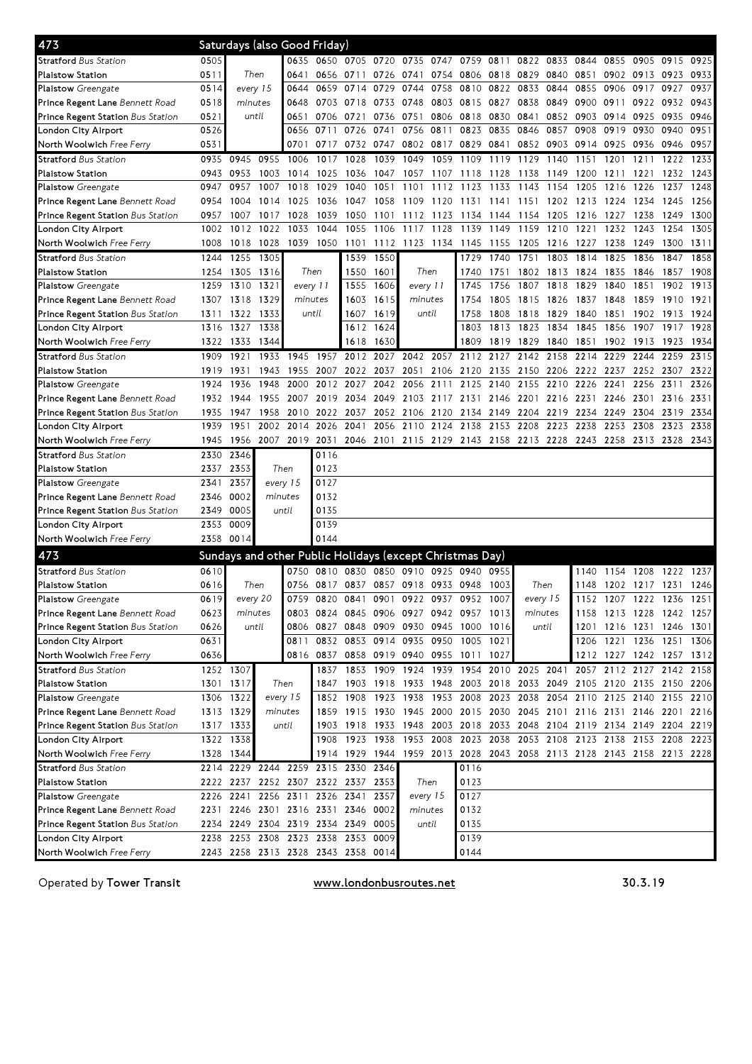## 473 Saturdays (also Good Friday)

| | | | | | | | | | | | | | | | | | |
|---|---|---|---|---|---|---|---|---|---|---|---|---|---|---|---|---|---|
| **Stratford** *Bus Station* | 0505 | Then every 15 minutes until | 0635 | 0650 | 0705 | 0720 | 0735 | 0747 | 0759 | 0811 | 0822 | 0833 | 0844 | 0855 | 0905 | 0915 | 0925 |
| **Plaistow Station** | 0511 | | 0641 | 0656 | 0711 | 0726 | 0741 | 0754 | 0806 | 0818 | 0829 | 0840 | 0851 | 0902 | 0913 | 0923 | 0933 |
| **Plaistow** *Greengate* | 0514 | | 0644 | 0659 | 0714 | 0729 | 0744 | 0758 | 0810 | 0822 | 0833 | 0844 | 0855 | 0906 | 0917 | 0927 | 0937 |
| **Prince Regent Lane** *Bennett Road* | 0518 | | 0648 | 0703 | 0718 | 0733 | 0748 | 0803 | 0815 | 0827 | 0838 | 0849 | 0900 | 0911 | 0922 | 0932 | 0943 |
| **Prince Regent Station** *Bus Station* | 0521 | | 0651 | 0706 | 0721 | 0736 | 0751 | 0806 | 0818 | 0830 | 0841 | 0852 | 0903 | 0914 | 0925 | 0935 | 0946 |
| **London City Airport** | 0526 | | 0656 | 0711 | 0726 | 0741 | 0756 | 0811 | 0823 | 0835 | 0846 | 0857 | 0908 | 0919 | 0930 | 0940 | 0951 |
| **North Woolwich** *Free Ferry* | 0531 | | 0701 | 0717 | 0732 | 0747 | 0802 | 0817 | 0829 | 0841 | 0852 | 0903 | 0914 | 0925 | 0936 | 0946 | 0957 |

| | | | | | | | | | | | | | | | | | |
|---|---|---|---|---|---|---|---|---|---|---|---|---|---|---|---|---|---|
| **Stratford** *Bus Station* | 0935 | 0945 | 0955 | 1006 | 1017 | 1028 | 1039 | 1049 | 1059 | 1109 | 1119 | 1129 | 1140 | 1151 | 1201 | 1211 | 1222 | 1233 |
| **Plaistow Station** | 0943 | 0953 | 1003 | 1014 | 1025 | 1036 | 1047 | 1057 | 1107 | 1118 | 1128 | 1138 | 1149 | 1200 | 1211 | 1221 | 1232 | 1243 |
| **Plaistow** *Greengate* | 0947 | 0957 | 1007 | 1018 | 1029 | 1040 | 1051 | 1101 | 1112 | 1123 | 1133 | 1143 | 1154 | 1205 | 1216 | 1226 | 1237 | 1248 |
| **Prince Regent Lane** *Bennett Road* | 0954 | 1004 | 1014 | 1025 | 1036 | 1047 | 1058 | 1109 | 1120 | 1131 | 1141 | 1151 | 1202 | 1213 | 1224 | 1234 | 1245 | 1256 |
| **Prince Regent Station** *Bus Station* | 0957 | 1007 | 1017 | 1028 | 1039 | 1050 | 1101 | 1112 | 1123 | 1134 | 1144 | 1154 | 1205 | 1216 | 1227 | 1238 | 1249 | 1300 |
| **London City Airport** | 1002 | 1012 | 1022 | 1033 | 1044 | 1055 | 1106 | 1117 | 1128 | 1139 | 1149 | 1159 | 1210 | 1221 | 1232 | 1243 | 1254 | 1305 |
| **North Woolwich** *Free Ferry* | 1008 | 1018 | 1028 | 1039 | 1050 | 1101 | 1112 | 1123 | 1134 | 1145 | 1155 | 1205 | 1216 | 1227 | 1238 | 1249 | 1300 | 1311 |

| | | | | | | | | | | | | | | | | | |
|---|---|---|---|---|---|---|---|---|---|---|---|---|---|---|---|---|---|
| **Stratford** *Bus Station* | 1244 | 1255 | 1305 | Then every 11 minutes until | 1539 | 1550 | Then every 11 minutes until | 1729 | 1740 | 1751 | 1803 | 1814 | 1825 | 1836 | 1847 | 1858 |
| **Plaistow Station** | 1254 | 1305 | 1316 | | 1550 | 1601 | | 1740 | 1751 | 1802 | 1813 | 1824 | 1835 | 1846 | 1857 | 1908 |
| **Plaistow** *Greengate* | 1259 | 1310 | 1321 | | 1555 | 1606 | | 1745 | 1756 | 1807 | 1818 | 1829 | 1840 | 1851 | 1902 | 1913 |
| **Prince Regent Lane** *Bennett Road* | 1307 | 1318 | 1329 | | 1603 | 1615 | | 1754 | 1805 | 1815 | 1826 | 1837 | 1848 | 1859 | 1910 | 1921 |
| **Prince Regent Station** *Bus Station* | 1311 | 1322 | 1333 | | 1607 | 1619 | | 1758 | 1808 | 1818 | 1829 | 1840 | 1851 | 1902 | 1913 | 1924 |
| **London City Airport** | 1316 | 1327 | 1338 | | 1612 | 1624 | | 1803 | 1813 | 1823 | 1834 | 1845 | 1856 | 1907 | 1917 | 1928 |
| **North Woolwich** *Free Ferry* | 1322 | 1333 | 1344 | | 1618 | 1630 | | 1809 | 1819 | 1829 | 1840 | 1851 | 1902 | 1913 | 1923 | 1934 |

| | | | | | | | | | | | | | | | | | | |
|---|---|---|---|---|---|---|---|---|---|---|---|---|---|---|---|---|---|---|
| **Stratford** *Bus Station* | 1909 | 1921 | 1933 | 1945 | 1957 | 2012 | 2027 | 2042 | 2057 | 2112 | 2127 | 2142 | 2158 | 2214 | 2229 | 2244 | 2259 | 2315 |
| **Plaistow Station** | 1919 | 1931 | 1943 | 1955 | 2007 | 2022 | 2037 | 2051 | 2106 | 2120 | 2135 | 2150 | 2206 | 2222 | 2237 | 2252 | 2307 | 2322 |
| **Plaistow** *Greengate* | 1924 | 1936 | 1948 | 2000 | 2012 | 2027 | 2042 | 2056 | 2111 | 2125 | 2140 | 2155 | 2210 | 2226 | 2241 | 2256 | 2311 | 2326 |
| **Prince Regent Lane** *Bennett Road* | 1932 | 1944 | 1955 | 2007 | 2019 | 2034 | 2049 | 2103 | 2117 | 2131 | 2146 | 2201 | 2216 | 2231 | 2246 | 2301 | 2316 | 2331 |
| **Prince Regent Station** *Bus Station* | 1935 | 1947 | 1958 | 2010 | 2022 | 2037 | 2052 | 2106 | 2120 | 2134 | 2149 | 2204 | 2219 | 2234 | 2249 | 2304 | 2319 | 2334 |
| **London City Airport** | 1939 | 1951 | 2002 | 2014 | 2026 | 2041 | 2056 | 2110 | 2124 | 2138 | 2153 | 2208 | 2223 | 2238 | 2253 | 2308 | 2323 | 2338 |
| **North Woolwich** *Free Ferry* | 1945 | 1956 | 2007 | 2019 | 2031 | 2046 | 2101 | 2115 | 2129 | 2143 | 2158 | 2213 | 2228 | 2243 | 2258 | 2313 | 2328 | 2343 |

| | | | | |
|---|---|---|---|---|
| **Stratford** *Bus Station* | 2330 | 2346 | Then every 15 minutes until | 0116 |
| **Plaistow Station** | 2337 | 2353 | | 0123 |
| **Plaistow** *Greengate* | 2341 | 2357 | | 0127 |
| **Prince Regent Lane** *Bennett Road* | 2346 | 0002 | | 0132 |
| **Prince Regent Station** *Bus Station* | 2349 | 0005 | | 0135 |
| **London City Airport** | 2353 | 0009 | | 0139 |
| **North Woolwich** *Free Ferry* | 2358 | 0014 | | 0144 |

## 473 Sundays and other Public Holidays (except Christmas Day)

| | | | | | | | | | | | | | | | | |
|---|---|---|---|---|---|---|---|---|---|---|---|---|---|---|---|---|
| **Stratford** *Bus Station* | 0610 | Then every 20 minutes until | 0750 | 0810 | 0830 | 0850 | 0910 | 0925 | 0940 | 0955 | Then every 15 minutes until | 1140 | 1154 | 1208 | 1222 | 1237 |
| **Plaistow Station** | 0616 | | 0756 | 0817 | 0837 | 0857 | 0918 | 0933 | 0948 | 1003 | | 1148 | 1202 | 1217 | 1231 | 1246 |
| **Plaistow** *Greengate* | 0619 | | 0759 | 0820 | 0841 | 0901 | 0922 | 0937 | 0952 | 1007 | | 1152 | 1207 | 1222 | 1236 | 1251 |
| **Prince Regent Lane** *Bennett Road* | 0623 | | 0803 | 0824 | 0845 | 0906 | 0927 | 0942 | 0957 | 1013 | | 1158 | 1213 | 1228 | 1242 | 1257 |
| **Prince Regent Station** *Bus Station* | 0626 | | 0806 | 0827 | 0848 | 0909 | 0930 | 0945 | 1000 | 1016 | | 1201 | 1216 | 1231 | 1246 | 1301 |
| **London City Airport** | 0631 | | 0811 | 0832 | 0853 | 0914 | 0935 | 0950 | 1005 | 1021 | | 1206 | 1221 | 1236 | 1251 | 1306 |
| **North Woolwich** *Free Ferry* | 0636 | | 0816 | 0837 | 0858 | 0919 | 0940 | 0955 | 1011 | 1027 | | 1212 | 1227 | 1242 | 1257 | 1312 |

| | | | | | | | | | | | | | | | | | |
|---|---|---|---|---|---|---|---|---|---|---|---|---|---|---|---|---|---|
| **Stratford** *Bus Station* | 1252 | 1307 | Then every 15 minutes until | 1837 | 1853 | 1909 | 1924 | 1939 | 1954 | 2010 | 2025 | 2041 | 2057 | 2112 | 2127 | 2142 | 2158 |
| **Plaistow Station** | 1301 | 1317 | | 1847 | 1903 | 1918 | 1933 | 1948 | 2003 | 2018 | 2033 | 2049 | 2105 | 2120 | 2135 | 2150 | 2206 |
| **Plaistow** *Greengate* | 1306 | 1322 | | 1852 | 1908 | 1923 | 1938 | 1953 | 2008 | 2023 | 2038 | 2054 | 2110 | 2125 | 2140 | 2155 | 2210 |
| **Prince Regent Lane** *Bennett Road* | 1313 | 1329 | | 1859 | 1915 | 1930 | 1945 | 2000 | 2015 | 2030 | 2045 | 2101 | 2116 | 2131 | 2146 | 2201 | 2216 |
| **Prince Regent Station** *Bus Station* | 1317 | 1333 | | 1903 | 1918 | 1933 | 1948 | 2003 | 2018 | 2033 | 2048 | 2104 | 2119 | 2134 | 2149 | 2204 | 2219 |
| **London City Airport** | 1322 | 1338 | | 1908 | 1923 | 1938 | 1953 | 2008 | 2023 | 2038 | 2053 | 2108 | 2123 | 2138 | 2153 | 2208 | 2223 |
| **North Woolwich** *Free Ferry* | 1328 | 1344 | | 1914 | 1929 | 1944 | 1959 | 2013 | 2028 | 2043 | 2058 | 2113 | 2128 | 2143 | 2158 | 2213 | 2228 |

| | | | | | | | | | |
|---|---|---|---|---|---|---|---|---|---|
| **Stratford** *Bus Station* | 2214 | 2229 | 2244 | 2259 | 2315 | 2330 | 2346 | Then every 15 minutes until | 0116 |
| **Plaistow Station** | 2222 | 2237 | 2252 | 2307 | 2322 | 2337 | 2353 | | 0123 |
| **Plaistow** *Greengate* | 2226 | 2241 | 2256 | 2311 | 2326 | 2341 | 2357 | | 0127 |
| **Prince Regent Lane** *Bennett Road* | 2231 | 2246 | 2301 | 2316 | 2331 | 2346 | 0002 | | 0132 |
| **Prince Regent Station** *Bus Station* | 2234 | 2249 | 2304 | 2319 | 2334 | 2349 | 0005 | | 0135 |
| **London City Airport** | 2238 | 2253 | 2308 | 2323 | 2338 | 2353 | 0009 | | 0139 |
| **North Woolwich** *Free Ferry* | 2243 | 2258 | 2313 | 2328 | 2343 | 2358 | 0014 | | 0144 |

Operated by **Tower Transit** www.londonbusroutes.net 30.3.19